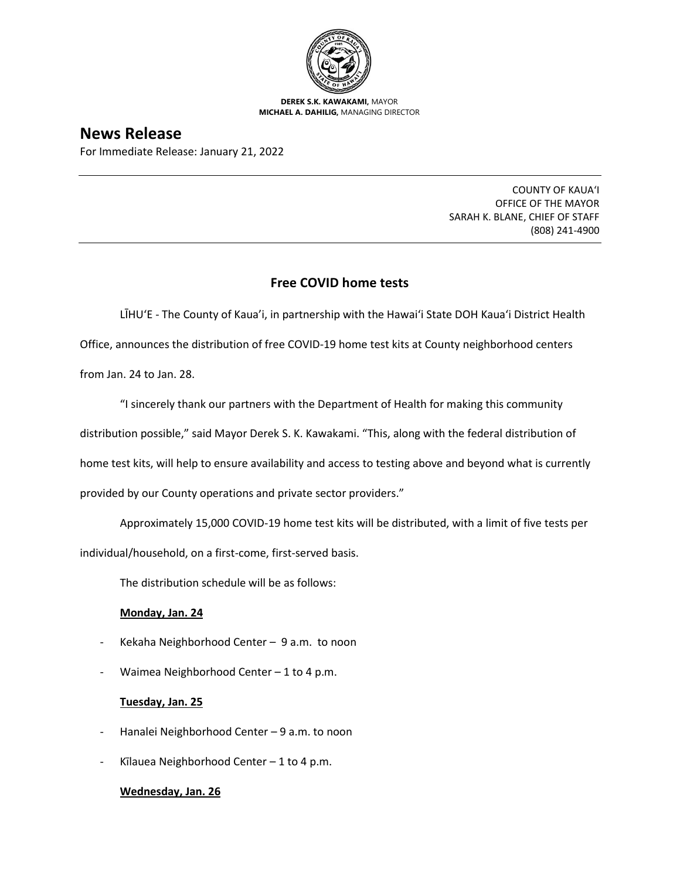**DEREK S.K. KAWAKAMI,** MAYOR
**MICHAEL A. DAHILIG,** MANAGING DIRECTOR

# News Release

For Immediate Release: January 21, 2022

COUNTY OF KAUAʻI
OFFICE OF THE MAYOR
SARAH K. BLANE, CHIEF OF STAFF
(808) 241-4900

## Free COVID home tests

LĪHUʻE - The County of Kaua'i, in partnership with the Hawaiʻi State DOH Kauaʻi District Health Office, announces the distribution of free COVID-19 home test kits at County neighborhood centers from Jan. 24 to Jan. 28.

"I sincerely thank our partners with the Department of Health for making this community distribution possible," said Mayor Derek S. K. Kawakami. "This, along with the federal distribution of home test kits, will help to ensure availability and access to testing above and beyond what is currently provided by our County operations and private sector providers."

Approximately 15,000 COVID-19 home test kits will be distributed, with a limit of five tests per individual/household, on a first-come, first-served basis.

The distribution schedule will be as follows:

**Monday, Jan. 24**

- Kekaha Neighborhood Center – 9 a.m. to noon
- Waimea Neighborhood Center – 1 to 4 p.m.

**Tuesday, Jan. 25**

- Hanalei Neighborhood Center – 9 a.m. to noon
- Kīlauea Neighborhood Center – 1 to 4 p.m.

**Wednesday, Jan. 26**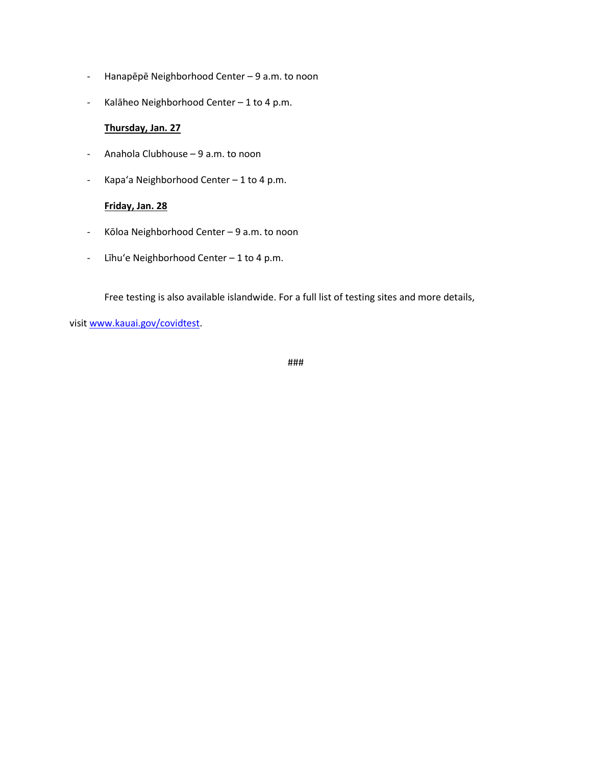- Hanapēpē Neighborhood Center – 9 a.m. to noon
- Kalāheo Neighborhood Center – 1 to 4 p.m.

**<u>Thursday, Jan. 27</u>**

- Anahola Clubhouse – 9 a.m. to noon
- Kapaʻa Neighborhood Center – 1 to 4 p.m.

**<u>Friday, Jan. 28</u>**

- Kōloa Neighborhood Center – 9 a.m. to noon
- Līhuʻe Neighborhood Center – 1 to 4 p.m.

Free testing is also available islandwide. For a full list of testing sites and more details, visit [www.kauai.gov/covidtest](www.kauai.gov/covidtest).

###